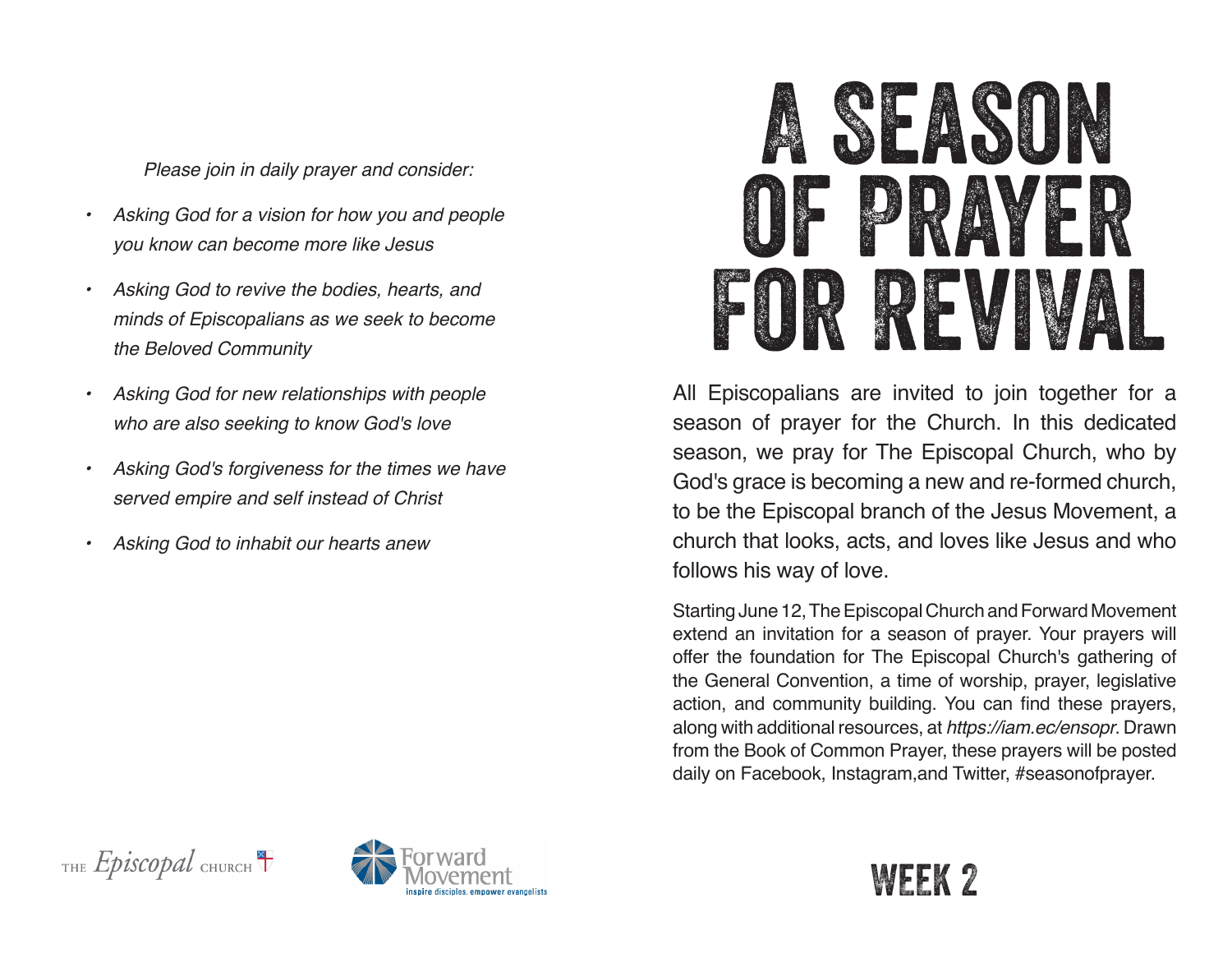*Please join in daily prayer and consider:*

- *Asking God for a vision for how you and people you know can become more like Jesus*
- *Asking God to revive the bodies, hearts, and minds of Episcopalians as we seek to become the Beloved Community*
- *Asking God for new relationships with people who are also seeking to know God's love*
- *Asking God's forgiveness for the times we have served empire and self instead of Christ*
- *Asking God to inhabit our hearts anew*

THE *Episcopal* CHURCH

Forward Movement
inspire disciples. empower evangelists

# A SEASON OF PRAYER FOR REVIVAL

All Episcopalians are invited to join together for a season of prayer for the Church. In this dedicated season, we pray for The Episcopal Church, who by God's grace is becoming a new and re-formed church, to be the Episcopal branch of the Jesus Movement, a church that looks, acts, and loves like Jesus and who follows his way of love.

Starting June 12, The Episcopal Church and Forward Movement extend an invitation for a season of prayer. Your prayers will offer the foundation for The Episcopal Church's gathering of the General Convention, a time of worship, prayer, legislative action, and community building. You can find these prayers, along with additional resources, at *https://iam.ec/ensopr*. Drawn from the Book of Common Prayer, these prayers will be posted daily on Facebook, Instagram,and Twitter, #seasonofprayer.

## WEEK 2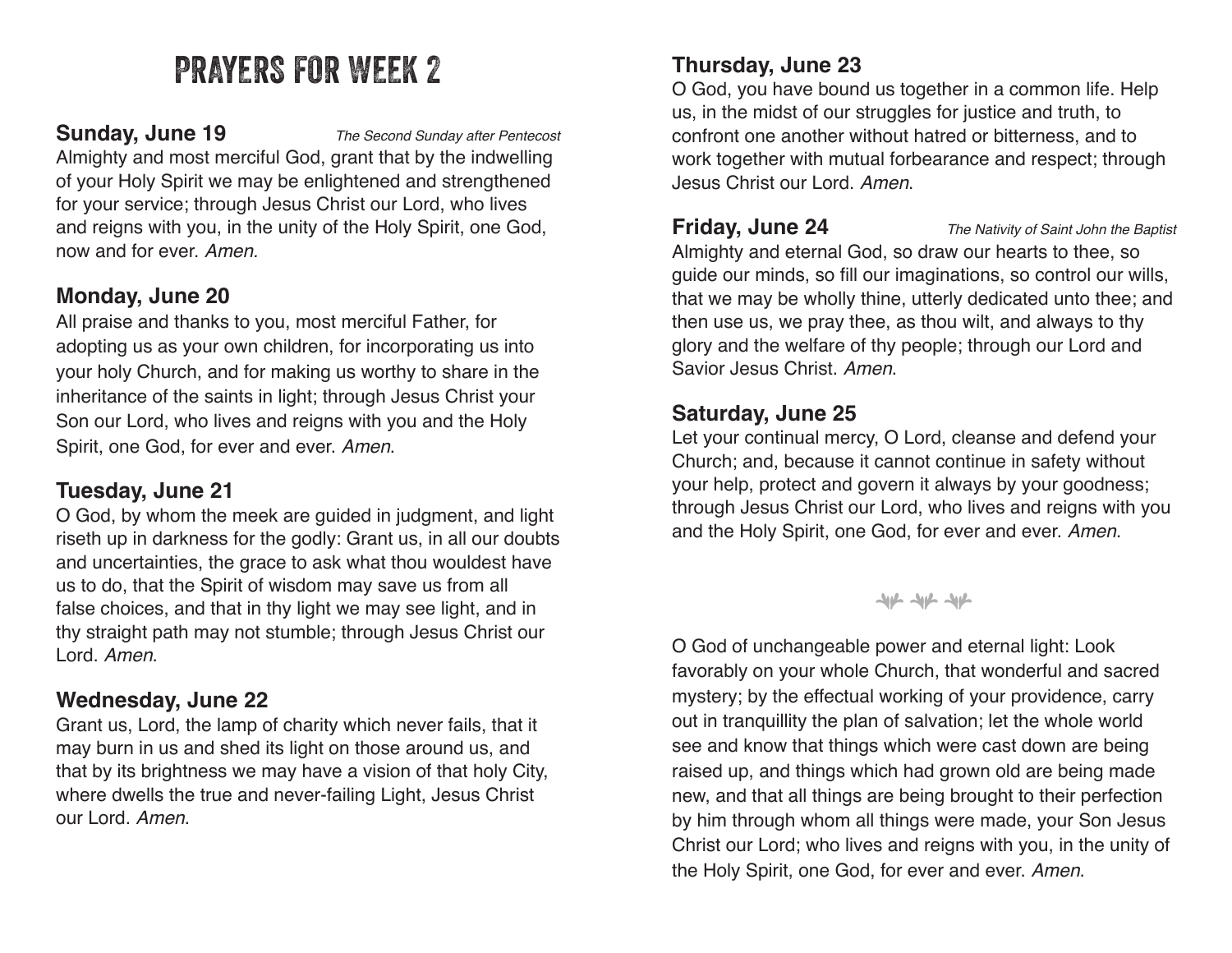# PRAYERS FOR WEEK 2

## Sunday, June 19

*The Second Sunday after Pentecost*

Almighty and most merciful God, grant that by the indwelling of your Holy Spirit we may be enlightened and strengthened for your service; through Jesus Christ our Lord, who lives and reigns with you, in the unity of the Holy Spirit, one God, now and for ever. *Amen.*

## Monday, June 20

All praise and thanks to you, most merciful Father, for adopting us as your own children, for incorporating us into your holy Church, and for making us worthy to share in the inheritance of the saints in light; through Jesus Christ your Son our Lord, who lives and reigns with you and the Holy Spirit, one God, for ever and ever. *Amen*.

## Tuesday, June 21

O God, by whom the meek are guided in judgment, and light riseth up in darkness for the godly: Grant us, in all our doubts and uncertainties, the grace to ask what thou wouldest have us to do, that the Spirit of wisdom may save us from all false choices, and that in thy light we may see light, and in thy straight path may not stumble; through Jesus Christ our Lord. *Amen*.

## Wednesday, June 22

Grant us, Lord, the lamp of charity which never fails, that it may burn in us and shed its light on those around us, and that by its brightness we may have a vision of that holy City, where dwells the true and never-failing Light, Jesus Christ our Lord. *Amen*.

## Thursday, June 23

O God, you have bound us together in a common life. Help us, in the midst of our struggles for justice and truth, to confront one another without hatred or bitterness, and to work together with mutual forbearance and respect; through Jesus Christ our Lord. *Amen*.

## Friday, June 24

*The Nativity of Saint John the Baptist*

Almighty and eternal God, so draw our hearts to thee, so guide our minds, so fill our imaginations, so control our wills, that we may be wholly thine, utterly dedicated unto thee; and then use us, we pray thee, as thou wilt, and always to thy glory and the welfare of thy people; through our Lord and Savior Jesus Christ. *Amen*.

## Saturday, June 25

Let your continual mercy, O Lord, cleanse and defend your Church; and, because it cannot continue in safety without your help, protect and govern it always by your goodness; through Jesus Christ our Lord, who lives and reigns with you and the Holy Spirit, one God, for ever and ever. *Amen.*

O God of unchangeable power and eternal light: Look favorably on your whole Church, that wonderful and sacred mystery; by the effectual working of your providence, carry out in tranquillity the plan of salvation; let the whole world see and know that things which were cast down are being raised up, and things which had grown old are being made new, and that all things are being brought to their perfection by him through whom all things were made, your Son Jesus Christ our Lord; who lives and reigns with you, in the unity of the Holy Spirit, one God, for ever and ever. *Amen*.